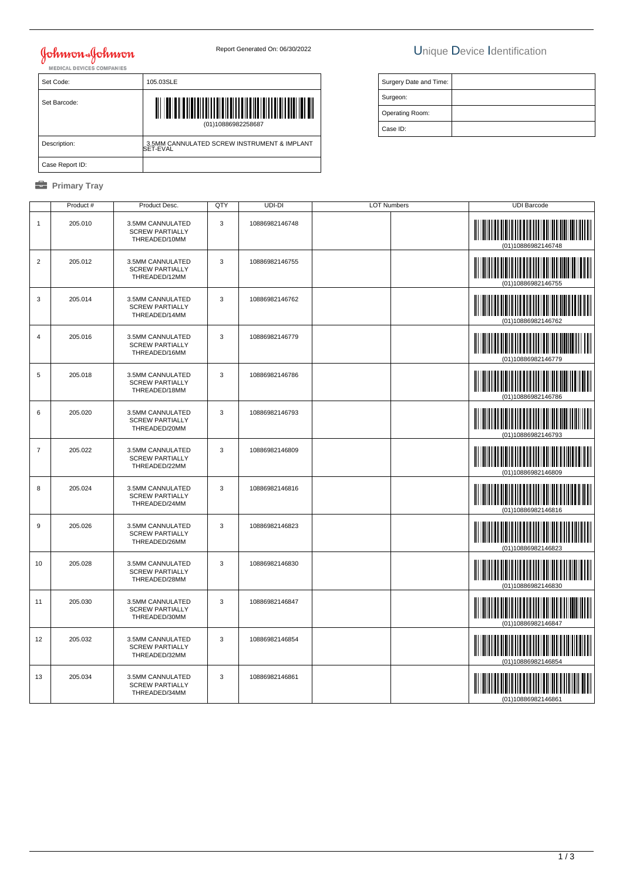Johnson & Johnson
MEDICAL DEVICES COMPANIES

Report Generated On: 06/30/2022

# Unique Device Identification

| Set Code: | 105.03SLE |
|---|---|
| Set Barcode: | (01)10886982258687 |
| Description: | 3.5MM CANNULATED SCREW INSTRUMENT & IMPLANT SET-EVAL |
| Case Report ID: | |

| Surgery Date and Time: | |
|---|---|
| Surgeon: | |
| Operating Room: | |
| Case ID: | |

## Primary Tray

| | Product # | Product Desc. | QTY | UDI-DI | LOT Numbers | | UDI Barcode |
|---|---|---|---|---|---|---|---|
| 1 | 205.010 | 3.5MM CANNULATED SCREW PARTIALLY THREADED/10MM | 3 | 10886982146748 | | | (01)10886982146748 |
| 2 | 205.012 | 3.5MM CANNULATED SCREW PARTIALLY THREADED/12MM | 3 | 10886982146755 | | | (01)10886982146755 |
| 3 | 205.014 | 3.5MM CANNULATED SCREW PARTIALLY THREADED/14MM | 3 | 10886982146762 | | | (01)10886982146762 |
| 4 | 205.016 | 3.5MM CANNULATED SCREW PARTIALLY THREADED/16MM | 3 | 10886982146779 | | | (01)10886982146779 |
| 5 | 205.018 | 3.5MM CANNULATED SCREW PARTIALLY THREADED/18MM | 3 | 10886982146786 | | | (01)10886982146786 |
| 6 | 205.020 | 3.5MM CANNULATED SCREW PARTIALLY THREADED/20MM | 3 | 10886982146793 | | | (01)10886982146793 |
| 7 | 205.022 | 3.5MM CANNULATED SCREW PARTIALLY THREADED/22MM | 3 | 10886982146809 | | | (01)10886982146809 |
| 8 | 205.024 | 3.5MM CANNULATED SCREW PARTIALLY THREADED/24MM | 3 | 10886982146816 | | | (01)10886982146816 |
| 9 | 205.026 | 3.5MM CANNULATED SCREW PARTIALLY THREADED/26MM | 3 | 10886982146823 | | | (01)10886982146823 |
| 10 | 205.028 | 3.5MM CANNULATED SCREW PARTIALLY THREADED/28MM | 3 | 10886982146830 | | | (01)10886982146830 |
| 11 | 205.030 | 3.5MM CANNULATED SCREW PARTIALLY THREADED/30MM | 3 | 10886982146847 | | | (01)10886982146847 |
| 12 | 205.032 | 3.5MM CANNULATED SCREW PARTIALLY THREADED/32MM | 3 | 10886982146854 | | | (01)10886982146854 |
| 13 | 205.034 | 3.5MM CANNULATED SCREW PARTIALLY THREADED/34MM | 3 | 10886982146861 | | | (01)10886982146861 |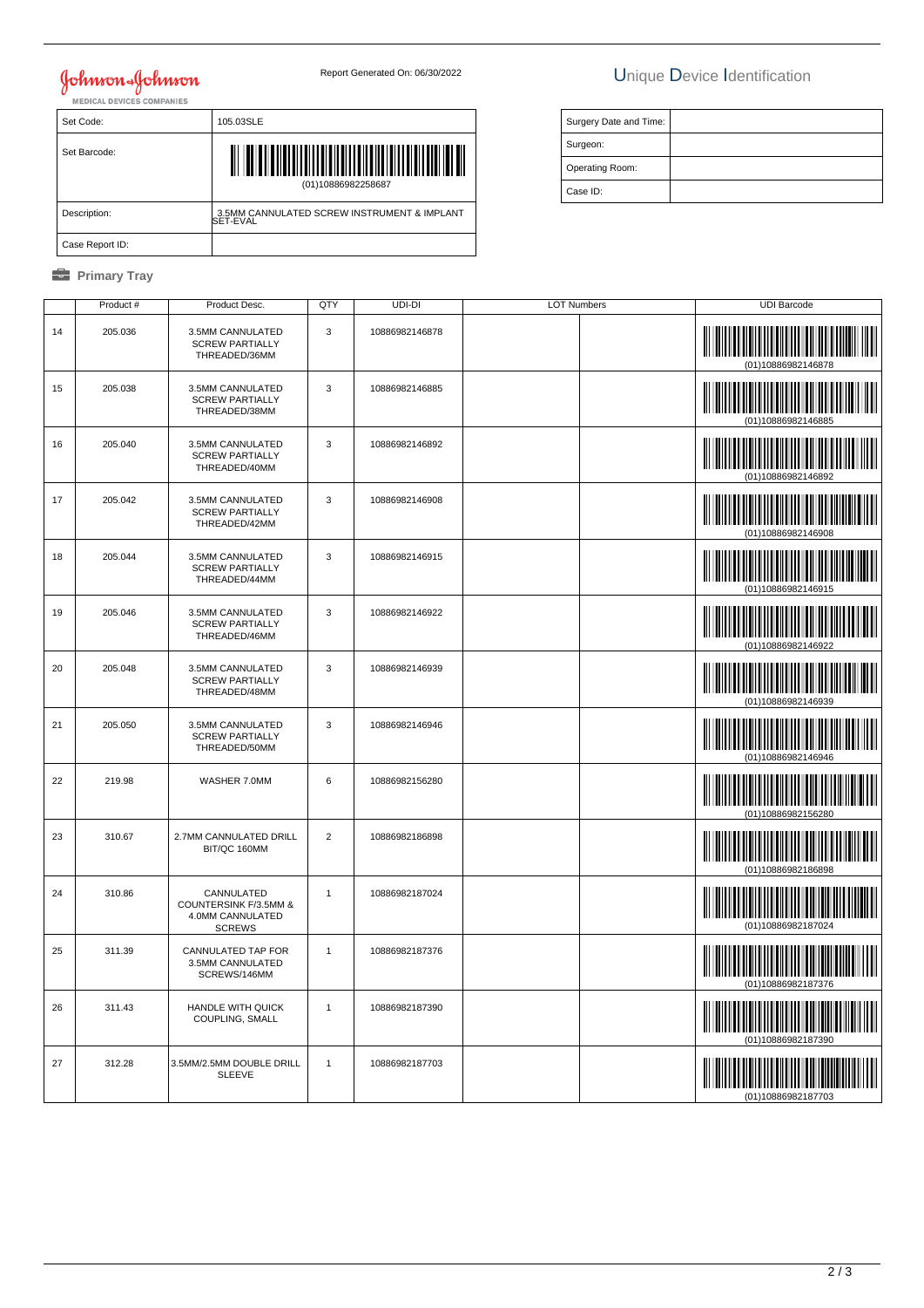Johnson & Johnson
MEDICAL DEVICES COMPANIES

Report Generated On: 06/30/2022

# Unique Device Identification

| Set Code: | 105.03SLE |
|---|---|
| Set Barcode: | (01)10886982258687 |
| Description: | 3.5MM CANNULATED SCREW INSTRUMENT & IMPLANT SET-EVAL |
| Case Report ID: | |

| Surgery Date and Time: | |
|---|---|
| Surgeon: | |
| Operating Room: | |
| Case ID: | |

**Primary Tray**

| | Product # | Product Desc. | QTY | UDI-DI | LOT Numbers | | UDI Barcode |
|---|---|---|---|---|---|---|---|
| 14 | 205.036 | 3.5MM CANNULATED SCREW PARTIALLY THREADED/36MM | 3 | 10886982146878 | | | (01)10886982146878 |
| 15 | 205.038 | 3.5MM CANNULATED SCREW PARTIALLY THREADED/38MM | 3 | 10886982146885 | | | (01)10886982146885 |
| 16 | 205.040 | 3.5MM CANNULATED SCREW PARTIALLY THREADED/40MM | 3 | 10886982146892 | | | (01)10886982146892 |
| 17 | 205.042 | 3.5MM CANNULATED SCREW PARTIALLY THREADED/42MM | 3 | 10886982146908 | | | (01)10886982146908 |
| 18 | 205.044 | 3.5MM CANNULATED SCREW PARTIALLY THREADED/44MM | 3 | 10886982146915 | | | (01)10886982146915 |
| 19 | 205.046 | 3.5MM CANNULATED SCREW PARTIALLY THREADED/46MM | 3 | 10886982146922 | | | (01)10886982146922 |
| 20 | 205.048 | 3.5MM CANNULATED SCREW PARTIALLY THREADED/48MM | 3 | 10886982146939 | | | (01)10886982146939 |
| 21 | 205.050 | 3.5MM CANNULATED SCREW PARTIALLY THREADED/50MM | 3 | 10886982146946 | | | (01)10886982146946 |
| 22 | 219.98 | WASHER 7.0MM | 6 | 10886982156280 | | | (01)10886982156280 |
| 23 | 310.67 | 2.7MM CANNULATED DRILL BIT/QC 160MM | 2 | 10886982186898 | | | (01)10886982186898 |
| 24 | 310.86 | CANNULATED COUNTERSINK F/3.5MM & 4.0MM CANNULATED SCREWS | 1 | 10886982187024 | | | (01)10886982187024 |
| 25 | 311.39 | CANNULATED TAP FOR 3.5MM CANNULATED SCREWS/146MM | 1 | 10886982187376 | | | (01)10886982187376 |
| 26 | 311.43 | HANDLE WITH QUICK COUPLING, SMALL | 1 | 10886982187390 | | | (01)10886982187390 |
| 27 | 312.28 | 3.5MM/2.5MM DOUBLE DRILL SLEEVE | 1 | 10886982187703 | | | (01)10886982187703 |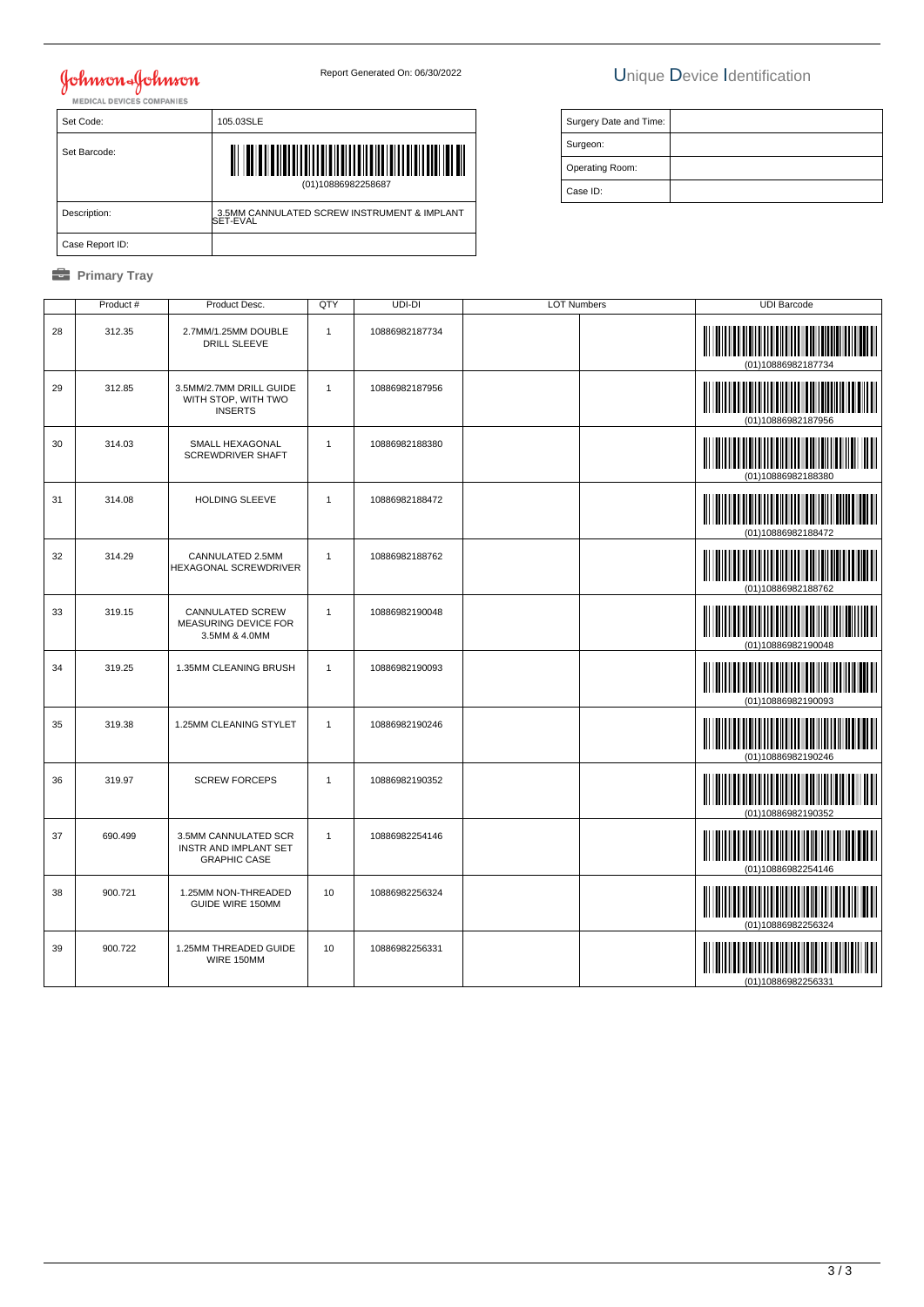Johnson & Johnson
MEDICAL DEVICES COMPANIES

Report Generated On: 06/30/2022

# Unique Device Identification

| | |
|---|---|
| Set Code: | 105.03SLE |
| Set Barcode: | (01)10886982258687 |
| Description: | 3.5MM CANNULATED SCREW INSTRUMENT & IMPLANT SET-EVAL |
| Case Report ID: | |

| | |
|---|---|
| Surgery Date and Time: | |
| Surgeon: | |
| Operating Room: | |
| Case ID: | |

**Primary Tray**

| | Product # | Product Desc. | QTY | UDI-DI | LOT Numbers | | UDI Barcode |
|---|---|---|---|---|---|---|---|
| 28 | 312.35 | 2.7MM/1.25MM DOUBLE DRILL SLEEVE | 1 | 10886982187734 | | | (01)10886982187734 |
| 29 | 312.85 | 3.5MM/2.7MM DRILL GUIDE WITH STOP, WITH TWO INSERTS | 1 | 10886982187956 | | | (01)10886982187956 |
| 30 | 314.03 | SMALL HEXAGONAL SCREWDRIVER SHAFT | 1 | 10886982188380 | | | (01)10886982188380 |
| 31 | 314.08 | HOLDING SLEEVE | 1 | 10886982188472 | | | (01)10886982188472 |
| 32 | 314.29 | CANNULATED 2.5MM HEXAGONAL SCREWDRIVER | 1 | 10886982188762 | | | (01)10886982188762 |
| 33 | 319.15 | CANNULATED SCREW MEASURING DEVICE FOR 3.5MM & 4.0MM | 1 | 10886982190048 | | | (01)10886982190048 |
| 34 | 319.25 | 1.35MM CLEANING BRUSH | 1 | 10886982190093 | | | (01)10886982190093 |
| 35 | 319.38 | 1.25MM CLEANING STYLET | 1 | 10886982190246 | | | (01)10886982190246 |
| 36 | 319.97 | SCREW FORCEPS | 1 | 10886982190352 | | | (01)10886982190352 |
| 37 | 690.499 | 3.5MM CANNULATED SCR INSTR AND IMPLANT SET GRAPHIC CASE | 1 | 10886982254146 | | | (01)10886982254146 |
| 38 | 900.721 | 1.25MM NON-THREADED GUIDE WIRE 150MM | 10 | 10886982256324 | | | (01)10886982256324 |
| 39 | 900.722 | 1.25MM THREADED GUIDE WIRE 150MM | 10 | 10886982256331 | | | (01)10886982256331 |